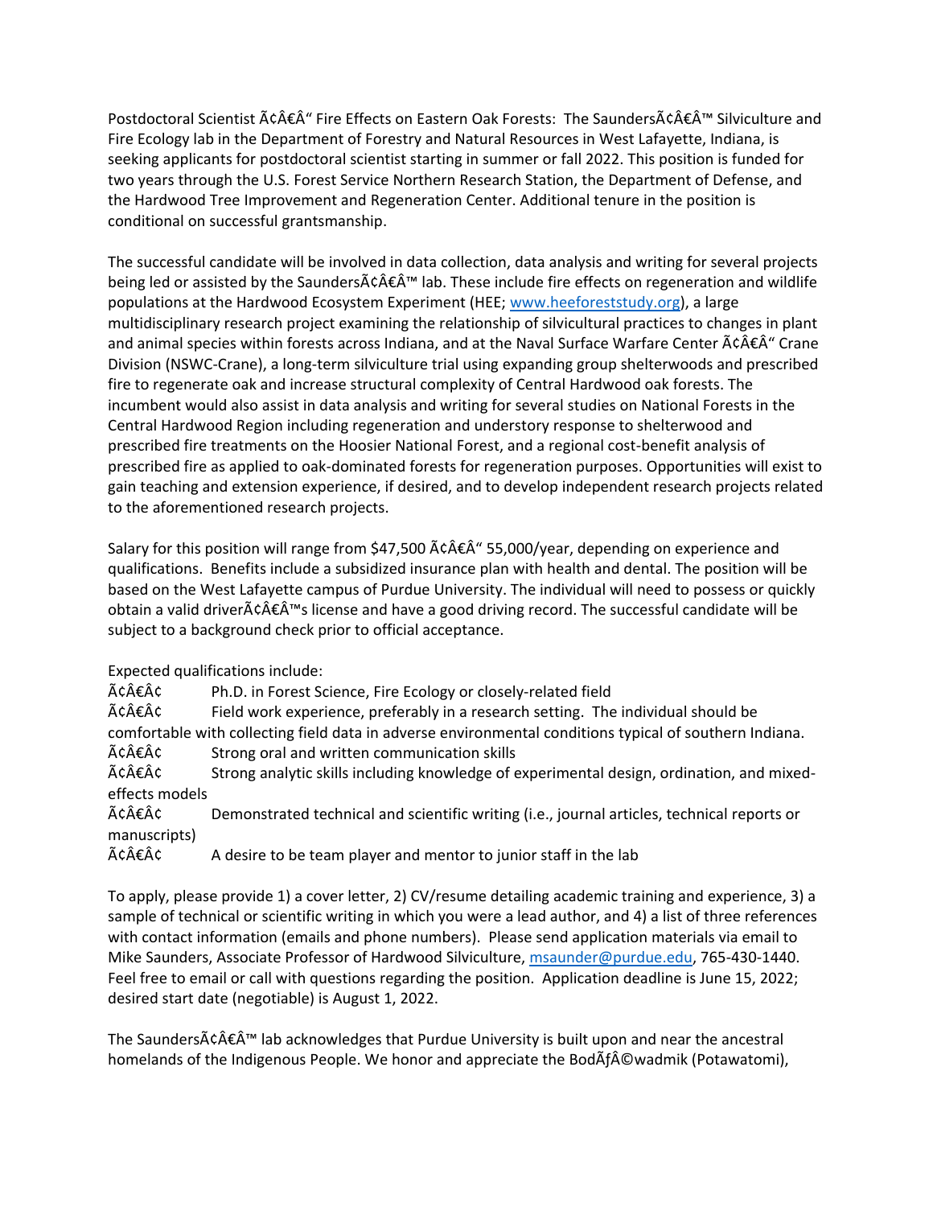Postdoctoral Scientist Ã¢Â€Â“ Fire Effects on Eastern Oak Forests: The SaundersÃ¢Â€Â™ Silviculture and Fire Ecology lab in the Department of Forestry and Natural Resources in West Lafayette, Indiana, is seeking applicants for postdoctoral scientist starting in summer or fall 2022. This position is funded for two years through the U.S. Forest Service Northern Research Station, the Department of Defense, and the Hardwood Tree Improvement and Regeneration Center. Additional tenure in the position is conditional on successful grantsmanship.

The successful candidate will be involved in data collection, data analysis and writing for several projects being led or assisted by the SaundersÃ¢Â€Â™ lab. These include fire effects on regeneration and wildlife populations at the Hardwood Ecosystem Experiment (HEE; [www.heeforeststudy.org](http://www.heeforeststudy.org)), a large multidisciplinary research project examining the relationship of silvicultural practices to changes in plant and animal species within forests across Indiana, and at the Naval Surface Warfare Center Ã¢Â€Â“ Crane Division (NSWC-Crane), a long-term silviculture trial using expanding group shelterwoods and prescribed fire to regenerate oak and increase structural complexity of Central Hardwood oak forests. The incumbent would also assist in data analysis and writing for several studies on National Forests in the Central Hardwood Region including regeneration and understory response to shelterwood and prescribed fire treatments on the Hoosier National Forest, and a regional cost-benefit analysis of prescribed fire as applied to oak-dominated forests for regeneration purposes. Opportunities will exist to gain teaching and extension experience, if desired, and to develop independent research projects related to the aforementioned research projects.

Salary for this position will range from $47,500 Ã¢Â€Â“ 55,000/year, depending on experience and qualifications. Benefits include a subsidized insurance plan with health and dental. The position will be based on the West Lafayette campus of Purdue University. The individual will need to possess or quickly obtain a valid driverÃ¢Â€Â™s license and have a good driving record. The successful candidate will be subject to a background check prior to official acceptance.

Expected qualifications include:

Ã¢Â€Â¢ Ph.D. in Forest Science, Fire Ecology or closely-related field

Ã¢Â€Â¢ Field work experience, preferably in a research setting. The individual should be comfortable with collecting field data in adverse environmental conditions typical of southern Indiana.

Ã¢Â€Â¢ Strong oral and written communication skills

Ã¢Â€Â¢ Strong analytic skills including knowledge of experimental design, ordination, and mixed-effects models

Ã¢Â€Â¢ Demonstrated technical and scientific writing (i.e., journal articles, technical reports or manuscripts)

Ã¢Â€Â¢ A desire to be team player and mentor to junior staff in the lab

To apply, please provide 1) a cover letter, 2) CV/resume detailing academic training and experience, 3) a sample of technical or scientific writing in which you were a lead author, and 4) a list of three references with contact information (emails and phone numbers). Please send application materials via email to Mike Saunders, Associate Professor of Hardwood Silviculture, [msaunder@purdue.edu](mailto:msaunder@purdue.edu), 765-430-1440. Feel free to email or call with questions regarding the position. Application deadline is June 15, 2022; desired start date (negotiable) is August 1, 2022.

The SaundersÃ¢Â€Â™ lab acknowledges that Purdue University is built upon and near the ancestral homelands of the Indigenous People. We honor and appreciate the BodÃƒÂ©wadmik (Potawatomi),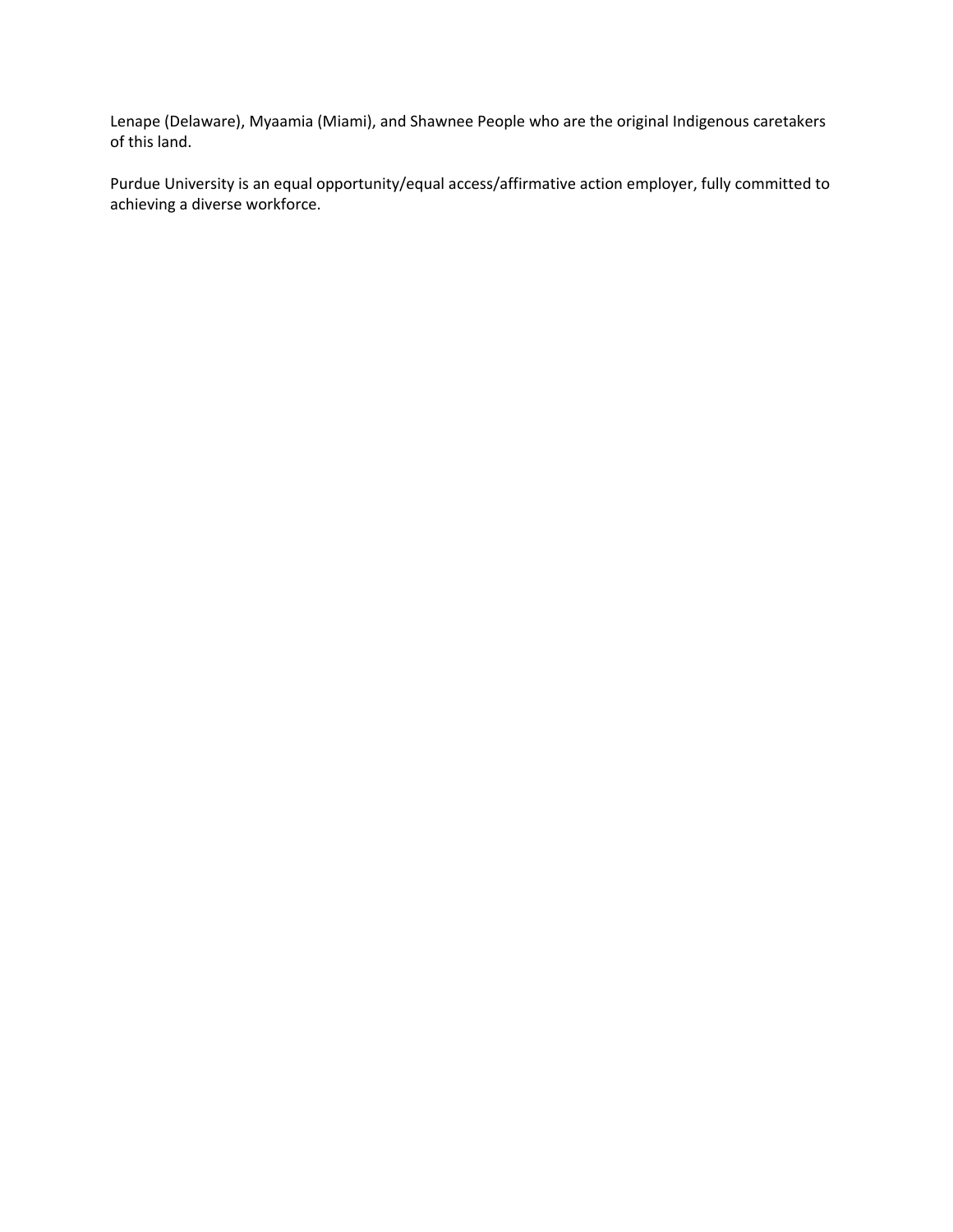Lenape (Delaware), Myaamia (Miami), and Shawnee People who are the original Indigenous caretakers of this land.

Purdue University is an equal opportunity/equal access/affirmative action employer, fully committed to achieving a diverse workforce.